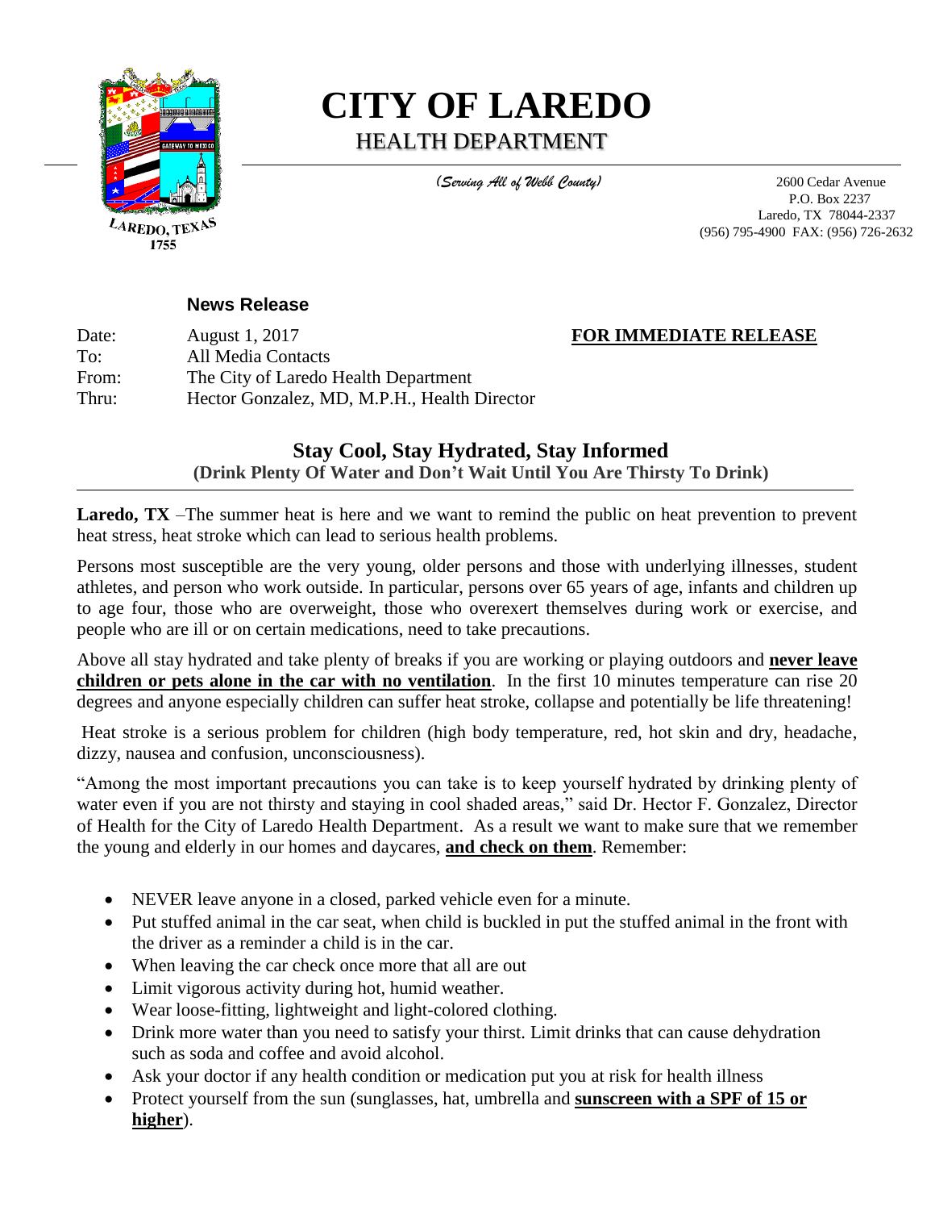# CITY OF LAREDO

## HEALTH DEPARTMENT

*(Serving All of Webb County)*

2600 Cedar Avenue
P.O. Box 2237
Laredo, TX 78044-2337
(956) 795-4900 FAX: (956) 726-2632

**News Release**

Date: August 1, 2017 **FOR IMMEDIATE RELEASE**
To: All Media Contacts
From: The City of Laredo Health Department
Thru: Hector Gonzalez, MD, M.P.H., Health Director

## Stay Cool, Stay Hydrated, Stay Informed

**(Drink Plenty Of Water and Don't Wait Until You Are Thirsty To Drink)**

**Laredo, TX** –The summer heat is here and we want to remind the public on heat prevention to prevent heat stress, heat stroke which can lead to serious health problems.

Persons most susceptible are the very young, older persons and those with underlying illnesses, student athletes, and person who work outside. In particular, persons over 65 years of age, infants and children up to age four, those who are overweight, those who overexert themselves during work or exercise, and people who are ill or on certain medications, need to take precautions.

Above all stay hydrated and take plenty of breaks if you are working or playing outdoors and **never leave children or pets alone in the car with no ventilation**. In the first 10 minutes temperature can rise 20 degrees and anyone especially children can suffer heat stroke, collapse and potentially be life threatening!

Heat stroke is a serious problem for children (high body temperature, red, hot skin and dry, headache, dizzy, nausea and confusion, unconsciousness).

"Among the most important precautions you can take is to keep yourself hydrated by drinking plenty of water even if you are not thirsty and staying in cool shaded areas," said Dr. Hector F. Gonzalez, Director of Health for the City of Laredo Health Department. As a result we want to make sure that we remember the young and elderly in our homes and daycares, **and check on them**. Remember:

- NEVER leave anyone in a closed, parked vehicle even for a minute.
- Put stuffed animal in the car seat, when child is buckled in put the stuffed animal in the front with the driver as a reminder a child is in the car.
- When leaving the car check once more that all are out
- Limit vigorous activity during hot, humid weather.
- Wear loose-fitting, lightweight and light-colored clothing.
- Drink more water than you need to satisfy your thirst. Limit drinks that can cause dehydration such as soda and coffee and avoid alcohol.
- Ask your doctor if any health condition or medication put you at risk for health illness
- Protect yourself from the sun (sunglasses, hat, umbrella and **sunscreen with a SPF of 15 or higher**).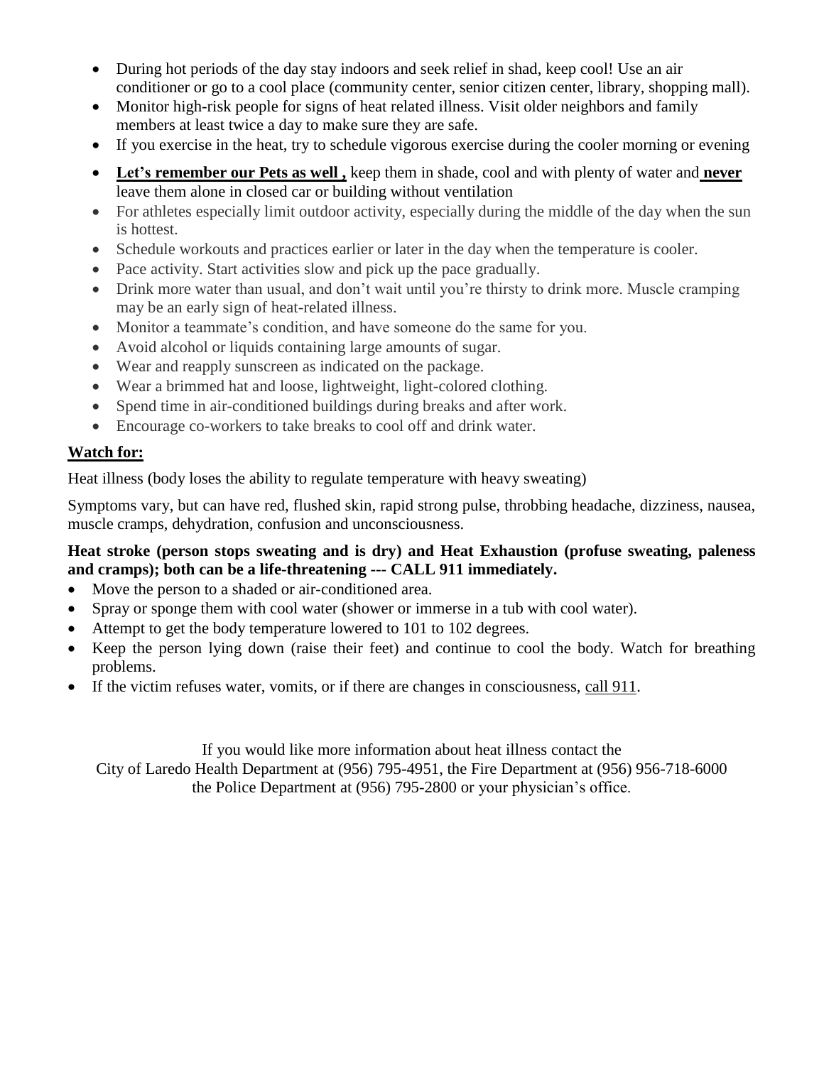- During hot periods of the day stay indoors and seek relief in shad, keep cool! Use an air conditioner or go to a cool place (community center, senior citizen center, library, shopping mall).
- Monitor high-risk people for signs of heat related illness. Visit older neighbors and family members at least twice a day to make sure they are safe.
- If you exercise in the heat, try to schedule vigorous exercise during the cooler morning or evening
- **Let's remember our Pets as well ,** keep them in shade, cool and with plenty of water and **never** leave them alone in closed car or building without ventilation
- For athletes especially limit outdoor activity, especially during the middle of the day when the sun is hottest.
- Schedule workouts and practices earlier or later in the day when the temperature is cooler.
- Pace activity. Start activities slow and pick up the pace gradually.
- Drink more water than usual, and don't wait until you're thirsty to drink more. Muscle cramping may be an early sign of heat-related illness.
- Monitor a teammate's condition, and have someone do the same for you.
- Avoid alcohol or liquids containing large amounts of sugar.
- Wear and reapply sunscreen as indicated on the package.
- Wear a brimmed hat and loose, lightweight, light-colored clothing.
- Spend time in air-conditioned buildings during breaks and after work.
- Encourage co-workers to take breaks to cool off and drink water.

**Watch for:**

Heat illness (body loses the ability to regulate temperature with heavy sweating)

Symptoms vary, but can have red, flushed skin, rapid strong pulse, throbbing headache, dizziness, nausea, muscle cramps, dehydration, confusion and unconsciousness.

**Heat stroke (person stops sweating and is dry) and Heat Exhaustion (profuse sweating, paleness and cramps); both can be a life-threatening --- CALL 911 immediately.**

- Move the person to a shaded or air-conditioned area.
- Spray or sponge them with cool water (shower or immerse in a tub with cool water).
- Attempt to get the body temperature lowered to 101 to 102 degrees.
- Keep the person lying down (raise their feet) and continue to cool the body. Watch for breathing problems.
- If the victim refuses water, vomits, or if there are changes in consciousness, call 911.

If you would like more information about heat illness contact the
City of Laredo Health Department at (956) 795-4951, the Fire Department at (956) 956-718-6000
the Police Department at (956) 795-2800 or your physician's office.